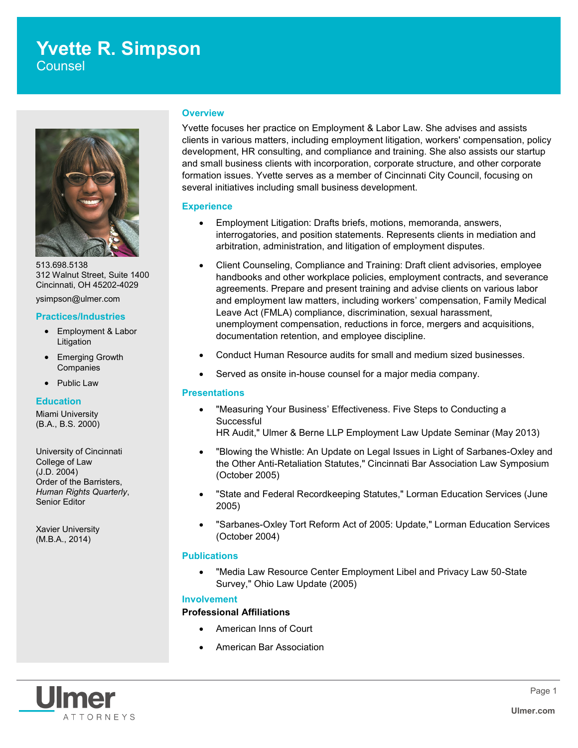# Yvette R. Simpson

Counsel

513.698.5138
312 Walnut Street, Suite 1400
Cincinnati, OH 45202-4029

ysimpson@ulmer.com

## Practices/Industries

- Employment & Labor Litigation
- Emerging Growth Companies
- Public Law

## Education

Miami University
(B.A., B.S. 2000)

University of Cincinnati College of Law
(J.D. 2004)
Order of the Barristers, *Human Rights Quarterly*, Senior Editor

Xavier University
(M.B.A., 2014)

## Overview

Yvette focuses her practice on Employment & Labor Law. She advises and assists clients in various matters, including employment litigation, workers' compensation, policy development, HR consulting, and compliance and training. She also assists our startup and small business clients with incorporation, corporate structure, and other corporate formation issues. Yvette serves as a member of Cincinnati City Council, focusing on several initiatives including small business development.

## Experience

- Employment Litigation: Drafts briefs, motions, memoranda, answers, interrogatories, and position statements. Represents clients in mediation and arbitration, administration, and litigation of employment disputes.
- Client Counseling, Compliance and Training: Draft client advisories, employee handbooks and other workplace policies, employment contracts, and severance agreements. Prepare and present training and advise clients on various labor and employment law matters, including workers' compensation, Family Medical Leave Act (FMLA) compliance, discrimination, sexual harassment, unemployment compensation, reductions in force, mergers and acquisitions, documentation retention, and employee discipline.
- Conduct Human Resource audits for small and medium sized businesses.
- Served as onsite in-house counsel for a major media company.

## Presentations

- "Measuring Your Business' Effectiveness. Five Steps to Conducting a Successful HR Audit," Ulmer & Berne LLP Employment Law Update Seminar (May 2013)
- "Blowing the Whistle: An Update on Legal Issues in Light of Sarbanes-Oxley and the Other Anti-Retaliation Statutes," Cincinnati Bar Association Law Symposium (October 2005)
- "State and Federal Recordkeeping Statutes," Lorman Education Services (June 2005)
- "Sarbanes-Oxley Tort Reform Act of 2005: Update," Lorman Education Services (October 2004)

## Publications

- "Media Law Resource Center Employment Libel and Privacy Law 50-State Survey," Ohio Law Update (2005)

## Involvement

**Professional Affiliations**

- American Inns of Court
- American Bar Association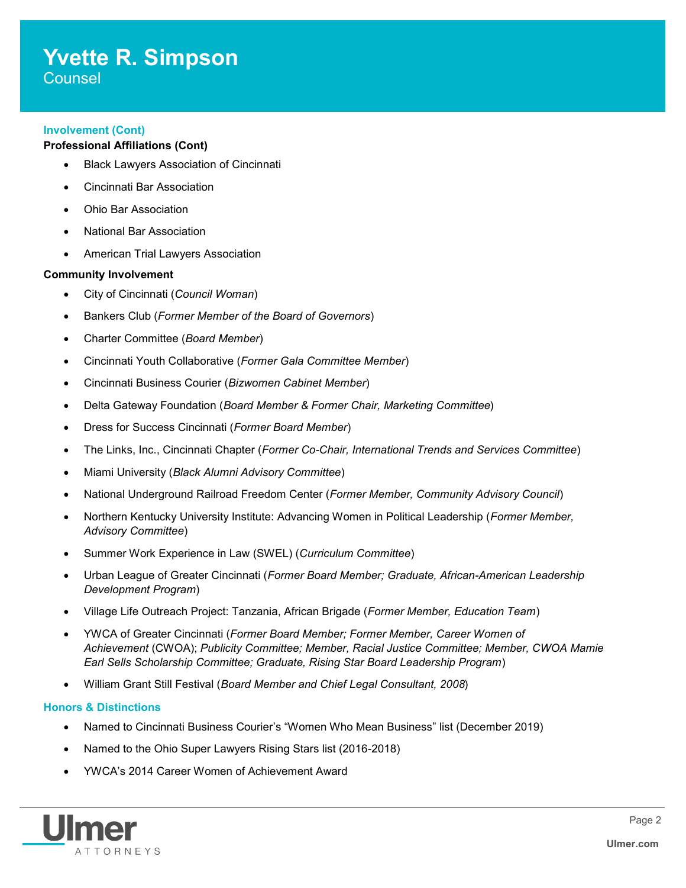### Involvement (Cont)

**Professional Affiliations (Cont)**

- Black Lawyers Association of Cincinnati
- Cincinnati Bar Association
- Ohio Bar Association
- National Bar Association
- American Trial Lawyers Association

**Community Involvement**

- City of Cincinnati (*Council Woman*)
- Bankers Club (*Former Member of the Board of Governors*)
- Charter Committee (*Board Member*)
- Cincinnati Youth Collaborative (*Former Gala Committee Member*)
- Cincinnati Business Courier (*Bizwomen Cabinet Member*)
- Delta Gateway Foundation (*Board Member & Former Chair, Marketing Committee*)
- Dress for Success Cincinnati (*Former Board Member*)
- The Links, Inc., Cincinnati Chapter (*Former Co-Chair, International Trends and Services Committee*)
- Miami University (*Black Alumni Advisory Committee*)
- National Underground Railroad Freedom Center (*Former Member, Community Advisory Council*)
- Northern Kentucky University Institute: Advancing Women in Political Leadership (*Former Member, Advisory Committee*)
- Summer Work Experience in Law (SWEL) (*Curriculum Committee*)
- Urban League of Greater Cincinnati (*Former Board Member; Graduate, African-American Leadership Development Program*)
- Village Life Outreach Project: Tanzania, African Brigade (*Former Member, Education Team*)
- YWCA of Greater Cincinnati (*Former Board Member; Former Member, Career Women of Achievement* (CWOA); *Publicity Committee; Member, Racial Justice Committee; Member, CWOA Mamie Earl Sells Scholarship Committee; Graduate, Rising Star Board Leadership Program*)
- William Grant Still Festival (*Board Member and Chief Legal Consultant, 2008*)

### Honors & Distinctions

- Named to Cincinnati Business Courier's "Women Who Mean Business" list (December 2019)
- Named to the Ohio Super Lawyers Rising Stars list (2016-2018)
- YWCA's 2014 Career Women of Achievement Award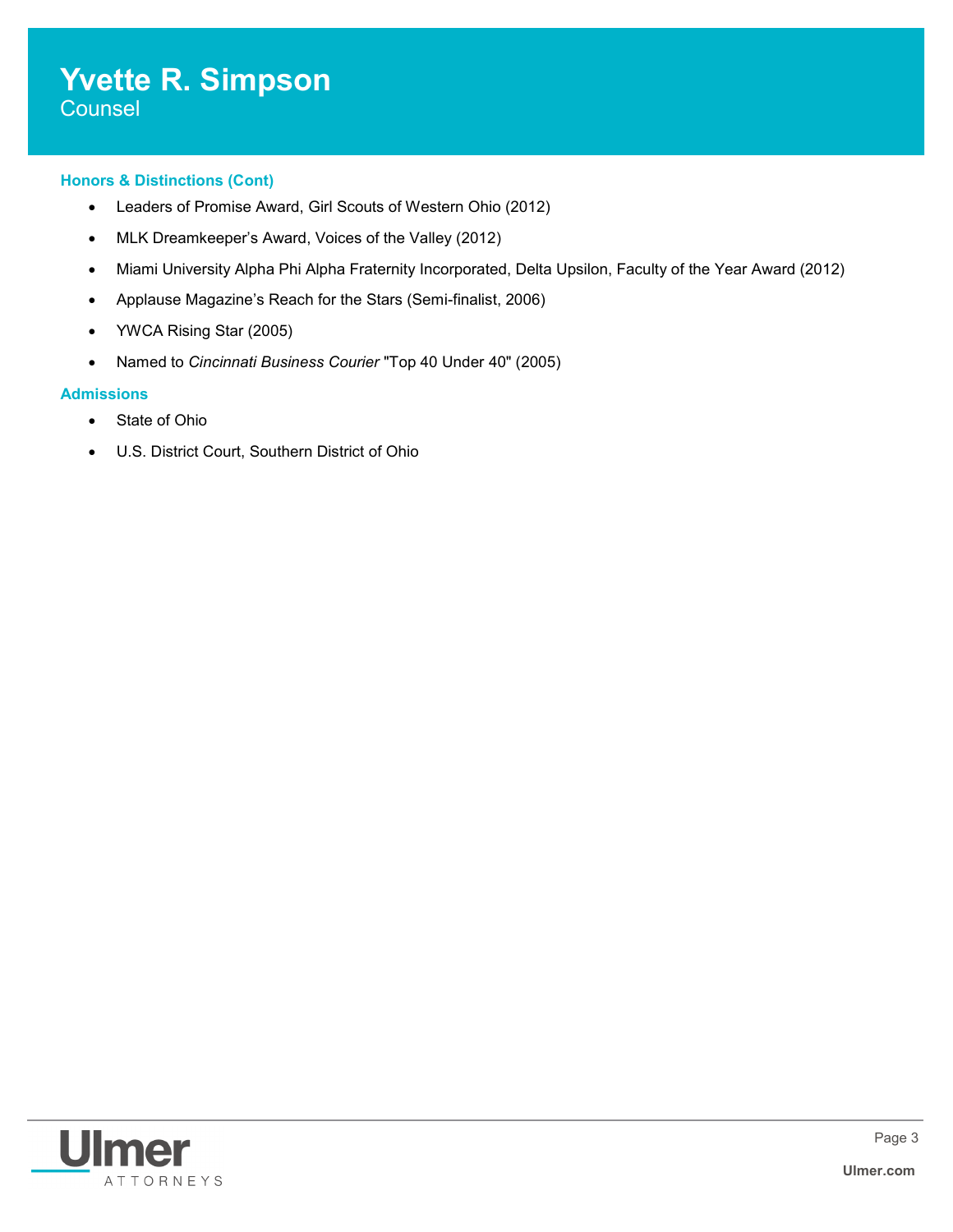# Yvette R. Simpson

Counsel

## Honors & Distinctions (Cont)

- Leaders of Promise Award, Girl Scouts of Western Ohio (2012)
- MLK Dreamkeeper's Award, Voices of the Valley (2012)
- Miami University Alpha Phi Alpha Fraternity Incorporated, Delta Upsilon, Faculty of the Year Award (2012)
- Applause Magazine's Reach for the Stars (Semi-finalist, 2006)
- YWCA Rising Star (2005)
- Named to *Cincinnati Business Courier* "Top 40 Under 40" (2005)

## Admissions

- State of Ohio
- U.S. District Court, Southern District of Ohio